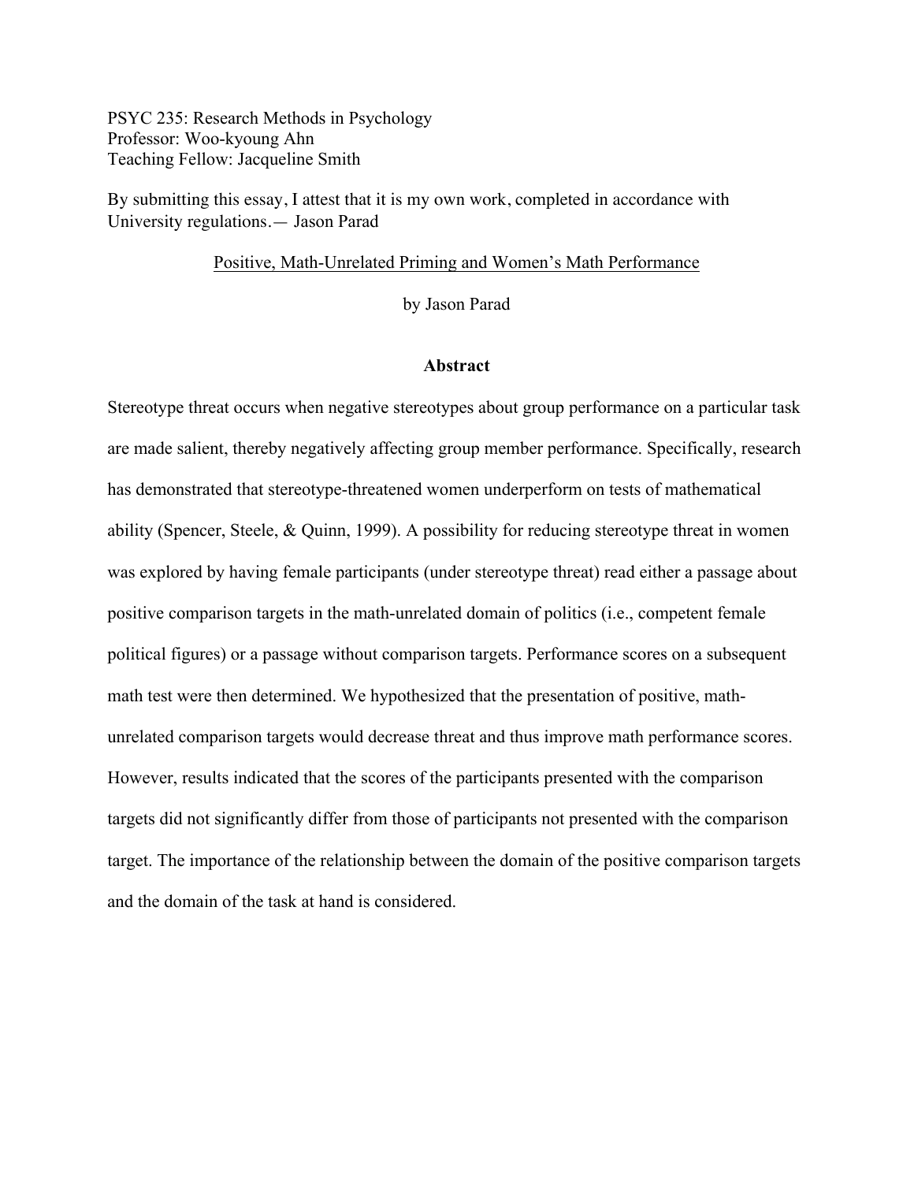PSYC 235: Research Methods in Psychology
Professor: Woo-kyoung Ahn
Teaching Fellow: Jacqueline Smith

By submitting this essay, I attest that it is my own work, completed in accordance with University regulations.— Jason Parad

Positive, Math-Unrelated Priming and Women's Math Performance

by Jason Parad

## Abstract

Stereotype threat occurs when negative stereotypes about group performance on a particular task are made salient, thereby negatively affecting group member performance. Specifically, research has demonstrated that stereotype-threatened women underperform on tests of mathematical ability (Spencer, Steele, & Quinn, 1999). A possibility for reducing stereotype threat in women was explored by having female participants (under stereotype threat) read either a passage about positive comparison targets in the math-unrelated domain of politics (i.e., competent female political figures) or a passage without comparison targets. Performance scores on a subsequent math test were then determined. We hypothesized that the presentation of positive, math-unrelated comparison targets would decrease threat and thus improve math performance scores. However, results indicated that the scores of the participants presented with the comparison targets did not significantly differ from those of participants not presented with the comparison target. The importance of the relationship between the domain of the positive comparison targets and the domain of the task at hand is considered.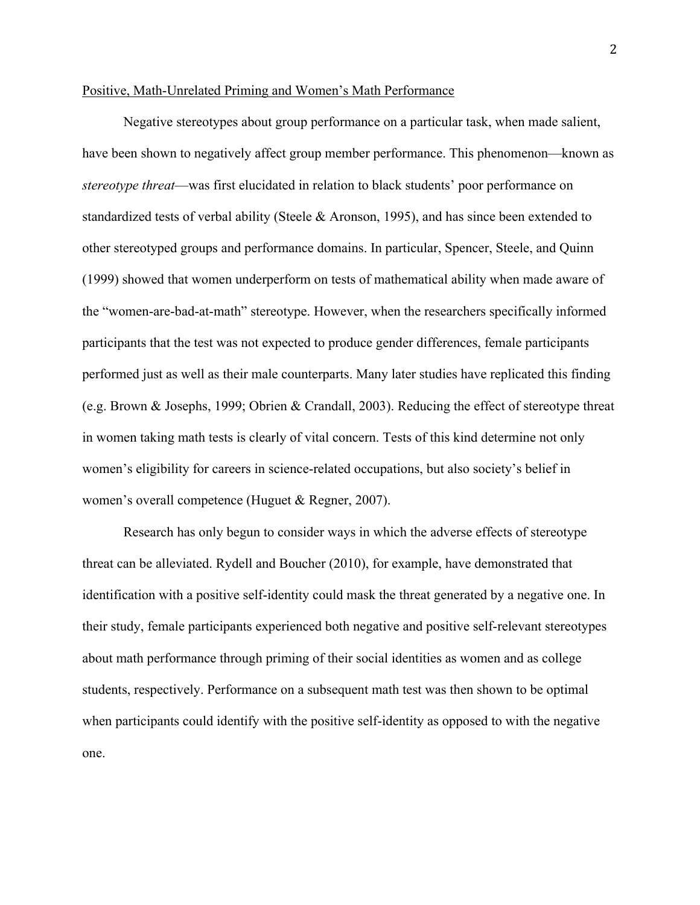<u>Positive, Math-Unrelated Priming and Women's Math Performance</u>

Negative stereotypes about group performance on a particular task, when made salient, have been shown to negatively affect group member performance. This phenomenon—known as *stereotype threat*—was first elucidated in relation to black students' poor performance on standardized tests of verbal ability (Steele & Aronson, 1995), and has since been extended to other stereotyped groups and performance domains. In particular, Spencer, Steele, and Quinn (1999) showed that women underperform on tests of mathematical ability when made aware of the "women-are-bad-at-math" stereotype. However, when the researchers specifically informed participants that the test was not expected to produce gender differences, female participants performed just as well as their male counterparts. Many later studies have replicated this finding (e.g. Brown & Josephs, 1999; Obrien & Crandall, 2003). Reducing the effect of stereotype threat in women taking math tests is clearly of vital concern. Tests of this kind determine not only women's eligibility for careers in science-related occupations, but also society's belief in women's overall competence (Huguet & Regner, 2007).

Research has only begun to consider ways in which the adverse effects of stereotype threat can be alleviated. Rydell and Boucher (2010), for example, have demonstrated that identification with a positive self-identity could mask the threat generated by a negative one. In their study, female participants experienced both negative and positive self-relevant stereotypes about math performance through priming of their social identities as women and as college students, respectively. Performance on a subsequent math test was then shown to be optimal when participants could identify with the positive self-identity as opposed to with the negative one.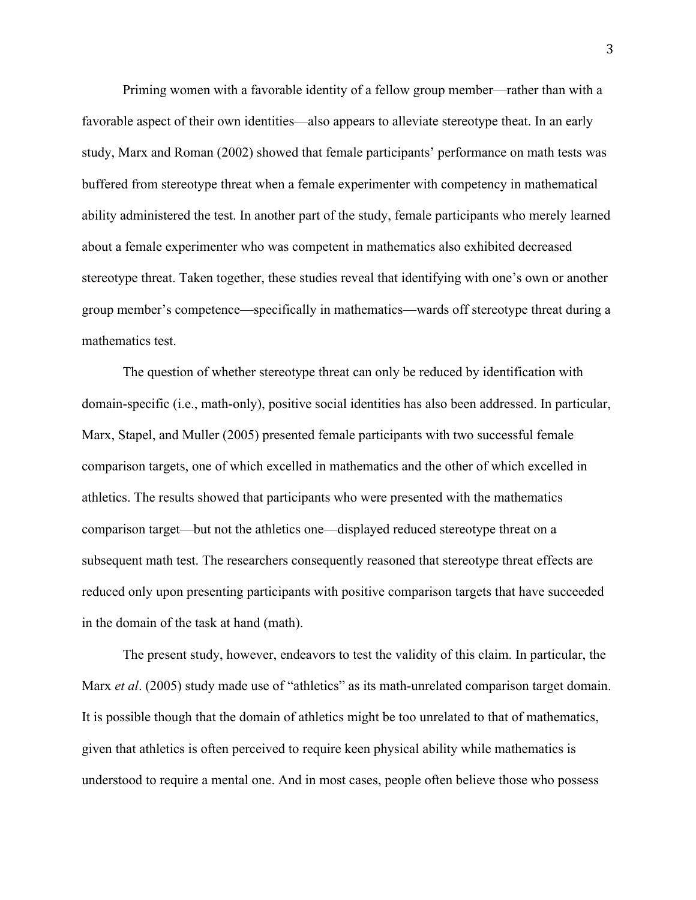Priming women with a favorable identity of a fellow group member—rather than with a favorable aspect of their own identities—also appears to alleviate stereotype theat. In an early study, Marx and Roman (2002) showed that female participants' performance on math tests was buffered from stereotype threat when a female experimenter with competency in mathematical ability administered the test. In another part of the study, female participants who merely learned about a female experimenter who was competent in mathematics also exhibited decreased stereotype threat. Taken together, these studies reveal that identifying with one's own or another group member's competence—specifically in mathematics—wards off stereotype threat during a mathematics test.

The question of whether stereotype threat can only be reduced by identification with domain-specific (i.e., math-only), positive social identities has also been addressed. In particular, Marx, Stapel, and Muller (2005) presented female participants with two successful female comparison targets, one of which excelled in mathematics and the other of which excelled in athletics. The results showed that participants who were presented with the mathematics comparison target—but not the athletics one—displayed reduced stereotype threat on a subsequent math test. The researchers consequently reasoned that stereotype threat effects are reduced only upon presenting participants with positive comparison targets that have succeeded in the domain of the task at hand (math).

The present study, however, endeavors to test the validity of this claim. In particular, the Marx *et al*. (2005) study made use of "athletics" as its math-unrelated comparison target domain. It is possible though that the domain of athletics might be too unrelated to that of mathematics, given that athletics is often perceived to require keen physical ability while mathematics is understood to require a mental one. And in most cases, people often believe those who possess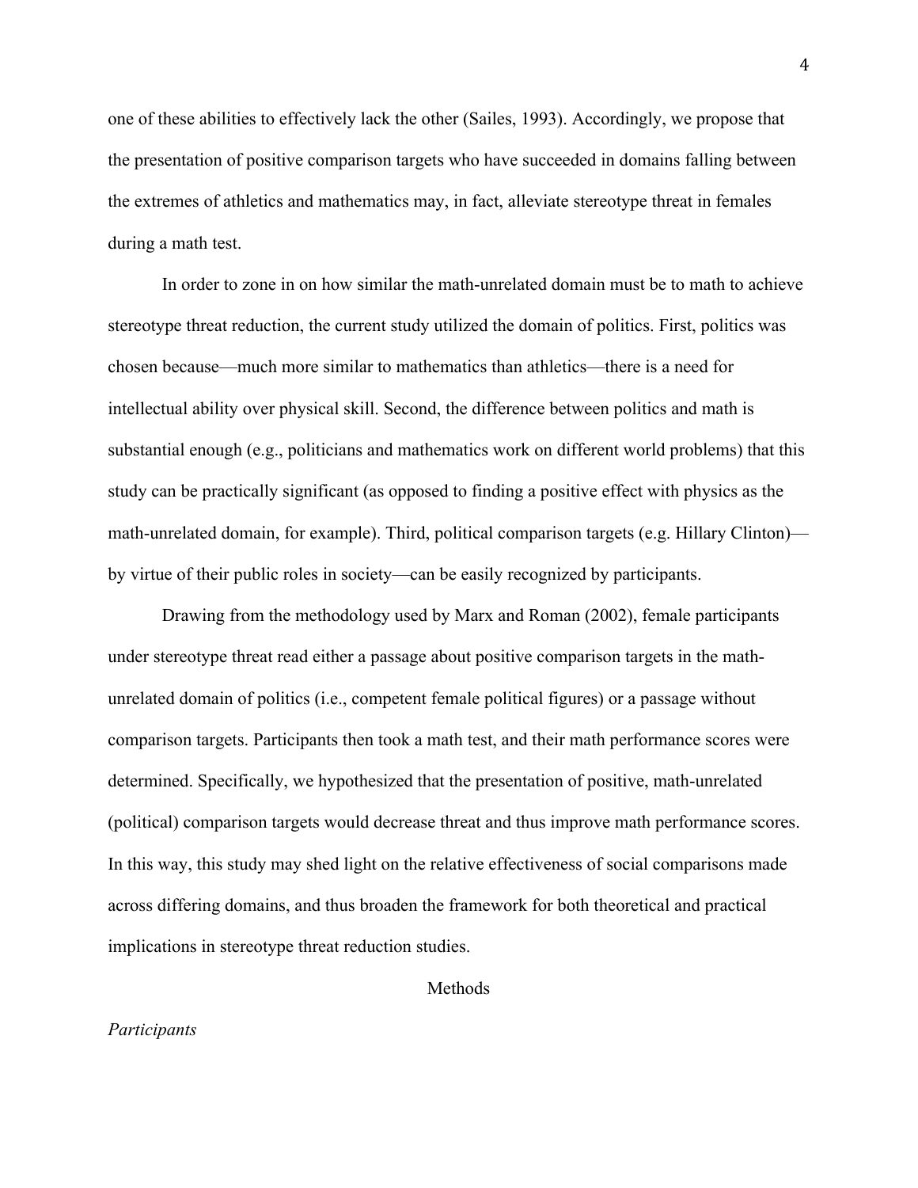one of these abilities to effectively lack the other (Sailes, 1993). Accordingly, we propose that the presentation of positive comparison targets who have succeeded in domains falling between the extremes of athletics and mathematics may, in fact, alleviate stereotype threat in females during a math test.

In order to zone in on how similar the math-unrelated domain must be to math to achieve stereotype threat reduction, the current study utilized the domain of politics. First, politics was chosen because—much more similar to mathematics than athletics—there is a need for intellectual ability over physical skill. Second, the difference between politics and math is substantial enough (e.g., politicians and mathematics work on different world problems) that this study can be practically significant (as opposed to finding a positive effect with physics as the math-unrelated domain, for example). Third, political comparison targets (e.g. Hillary Clinton)—by virtue of their public roles in society—can be easily recognized by participants.

Drawing from the methodology used by Marx and Roman (2002), female participants under stereotype threat read either a passage about positive comparison targets in the math-unrelated domain of politics (i.e., competent female political figures) or a passage without comparison targets. Participants then took a math test, and their math performance scores were determined. Specifically, we hypothesized that the presentation of positive, math-unrelated (political) comparison targets would decrease threat and thus improve math performance scores. In this way, this study may shed light on the relative effectiveness of social comparisons made across differing domains, and thus broaden the framework for both theoretical and practical implications in stereotype threat reduction studies.

## Methods

### *Participants*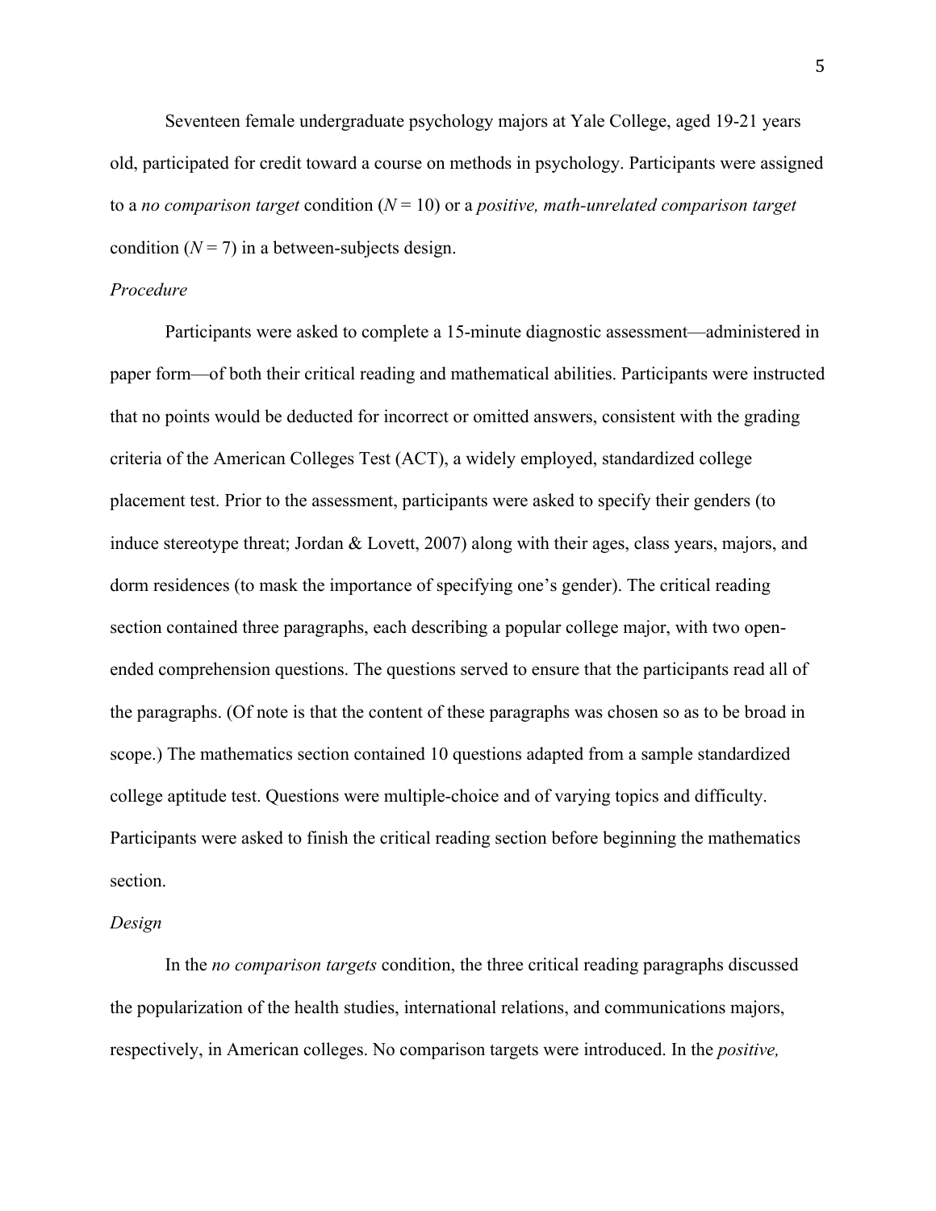Seventeen female undergraduate psychology majors at Yale College, aged 19-21 years old, participated for credit toward a course on methods in psychology. Participants were assigned to a *no comparison target* condition ($N = 10$) or a *positive, math-unrelated comparison target* condition ($N = 7$) in a between-subjects design.

### *Procedure*

Participants were asked to complete a 15-minute diagnostic assessment—administered in paper form—of both their critical reading and mathematical abilities. Participants were instructed that no points would be deducted for incorrect or omitted answers, consistent with the grading criteria of the American Colleges Test (ACT), a widely employed, standardized college placement test. Prior to the assessment, participants were asked to specify their genders (to induce stereotype threat; Jordan & Lovett, 2007) along with their ages, class years, majors, and dorm residences (to mask the importance of specifying one's gender). The critical reading section contained three paragraphs, each describing a popular college major, with two open-ended comprehension questions. The questions served to ensure that the participants read all of the paragraphs. (Of note is that the content of these paragraphs was chosen so as to be broad in scope.) The mathematics section contained 10 questions adapted from a sample standardized college aptitude test. Questions were multiple-choice and of varying topics and difficulty. Participants were asked to finish the critical reading section before beginning the mathematics section.

### *Design*

In the *no comparison targets* condition, the three critical reading paragraphs discussed the popularization of the health studies, international relations, and communications majors, respectively, in American colleges. No comparison targets were introduced. In the *positive,*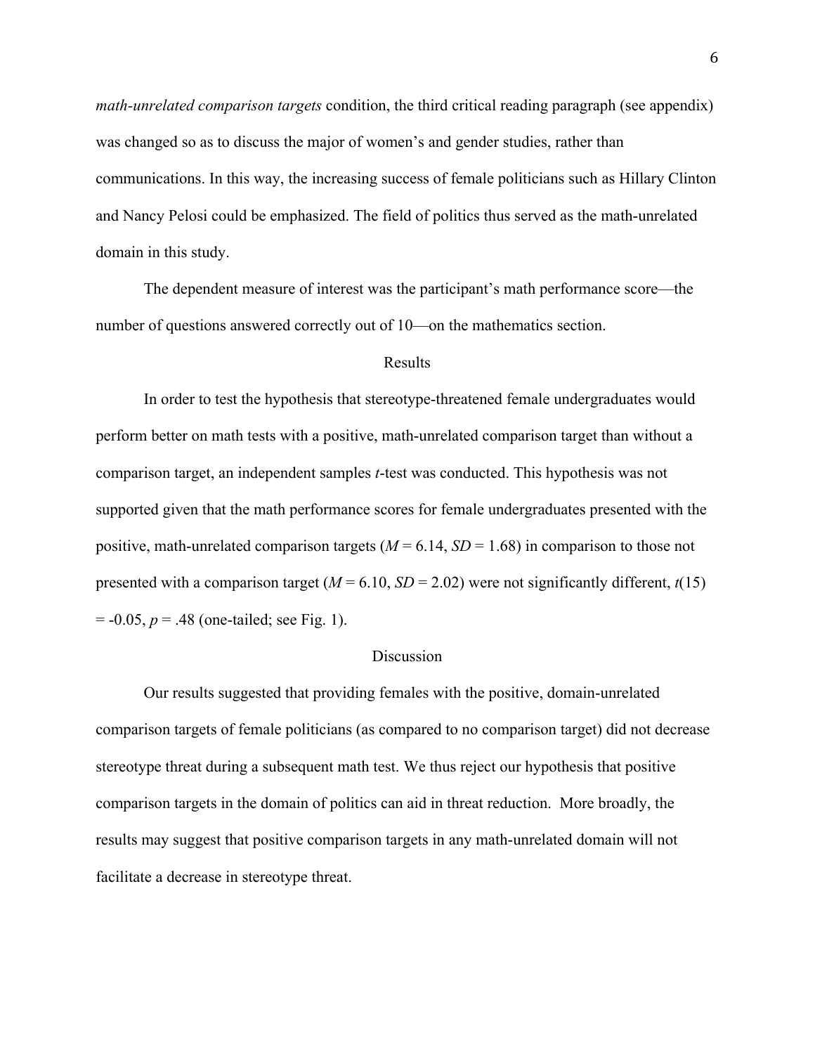*math-unrelated comparison targets* condition, the third critical reading paragraph (see appendix) was changed so as to discuss the major of women's and gender studies, rather than communications. In this way, the increasing success of female politicians such as Hillary Clinton and Nancy Pelosi could be emphasized. The field of politics thus served as the math-unrelated domain in this study.

The dependent measure of interest was the participant's math performance score—the number of questions answered correctly out of 10—on the mathematics section.

## Results

In order to test the hypothesis that stereotype-threatened female undergraduates would perform better on math tests with a positive, math-unrelated comparison target than without a comparison target, an independent samples $t$-test was conducted. This hypothesis was not supported given that the math performance scores for female undergraduates presented with the positive, math-unrelated comparison targets ($M = 6.14$, $SD = 1.68$) in comparison to those not presented with a comparison target ($M = 6.10$, $SD = 2.02$) were not significantly different, $t(15) = -0.05$, $p = .48$ (one-tailed; see Fig. 1).

## Discussion

Our results suggested that providing females with the positive, domain-unrelated comparison targets of female politicians (as compared to no comparison target) did not decrease stereotype threat during a subsequent math test. We thus reject our hypothesis that positive comparison targets in the domain of politics can aid in threat reduction. More broadly, the results may suggest that positive comparison targets in any math-unrelated domain will not facilitate a decrease in stereotype threat.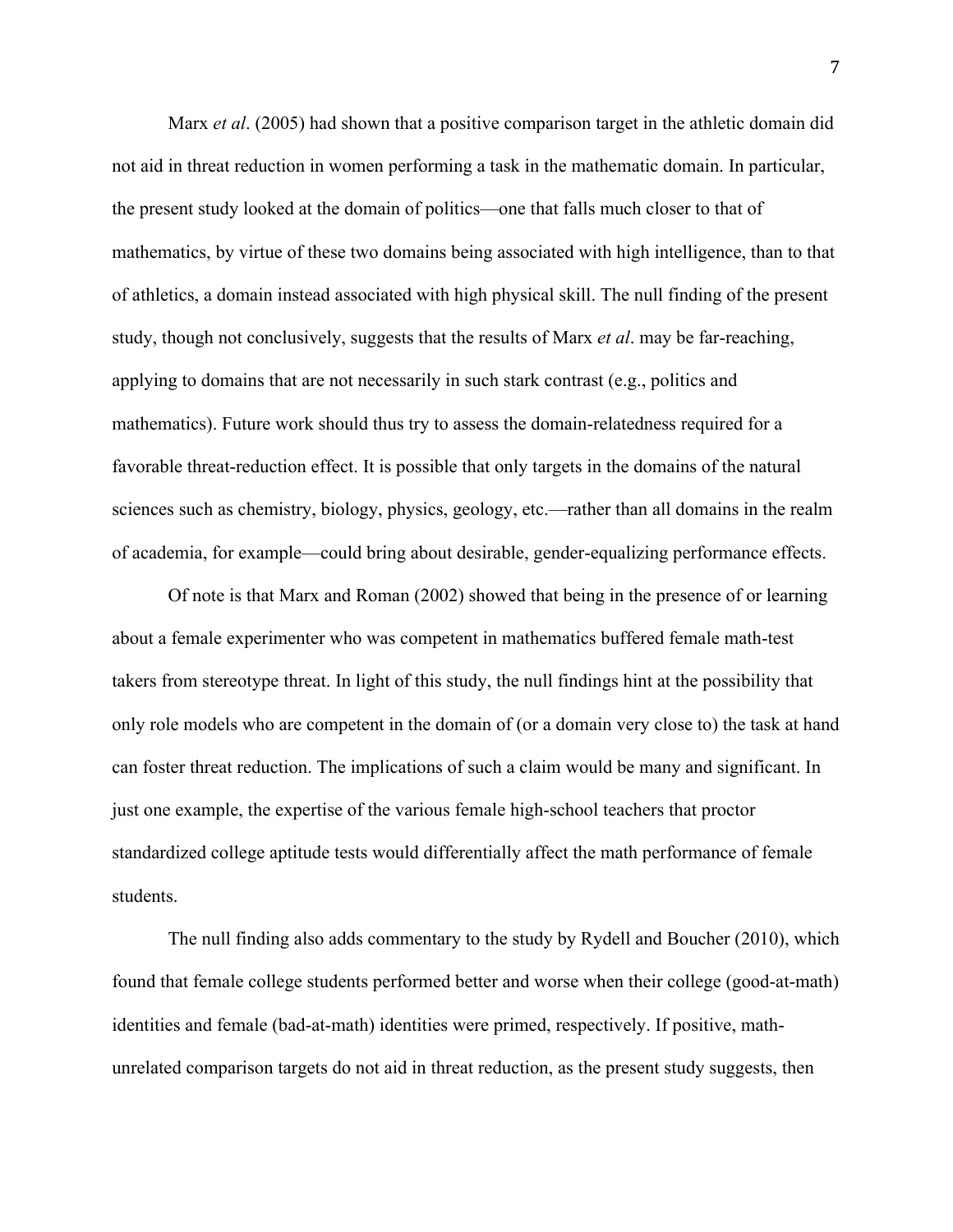Marx *et al*. (2005) had shown that a positive comparison target in the athletic domain did not aid in threat reduction in women performing a task in the mathematic domain. In particular, the present study looked at the domain of politics—one that falls much closer to that of mathematics, by virtue of these two domains being associated with high intelligence, than to that of athletics, a domain instead associated with high physical skill. The null finding of the present study, though not conclusively, suggests that the results of Marx *et al*. may be far-reaching, applying to domains that are not necessarily in such stark contrast (e.g., politics and mathematics). Future work should thus try to assess the domain-relatedness required for a favorable threat-reduction effect. It is possible that only targets in the domains of the natural sciences such as chemistry, biology, physics, geology, etc.—rather than all domains in the realm of academia, for example—could bring about desirable, gender-equalizing performance effects.

Of note is that Marx and Roman (2002) showed that being in the presence of or learning about a female experimenter who was competent in mathematics buffered female math-test takers from stereotype threat. In light of this study, the null findings hint at the possibility that only role models who are competent in the domain of (or a domain very close to) the task at hand can foster threat reduction. The implications of such a claim would be many and significant. In just one example, the expertise of the various female high-school teachers that proctor standardized college aptitude tests would differentially affect the math performance of female students.

The null finding also adds commentary to the study by Rydell and Boucher (2010), which found that female college students performed better and worse when their college (good-at-math) identities and female (bad-at-math) identities were primed, respectively. If positive, math-unrelated comparison targets do not aid in threat reduction, as the present study suggests, then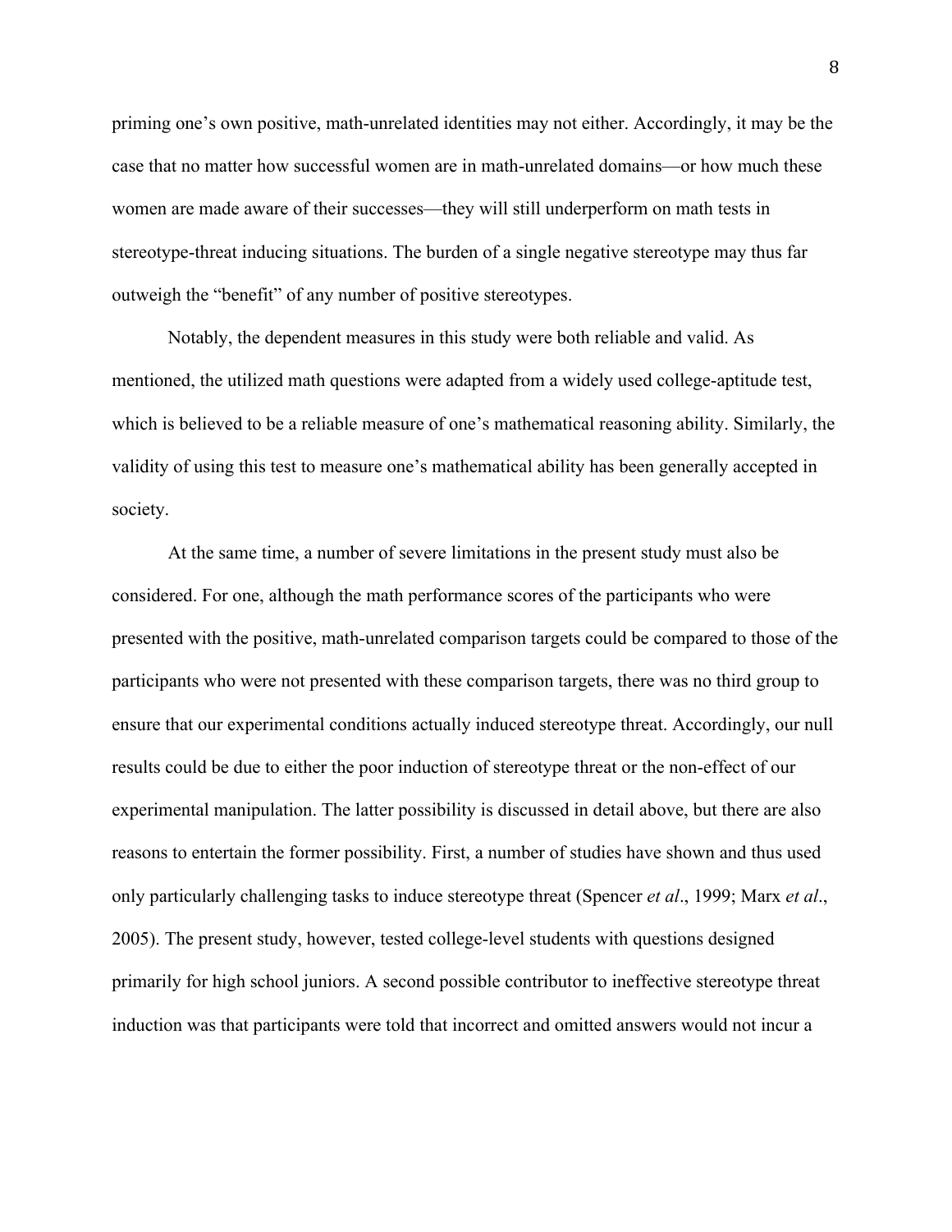priming one's own positive, math-unrelated identities may not either. Accordingly, it may be the case that no matter how successful women are in math-unrelated domains—or how much these women are made aware of their successes—they will still underperform on math tests in stereotype-threat inducing situations. The burden of a single negative stereotype may thus far outweigh the "benefit" of any number of positive stereotypes.

Notably, the dependent measures in this study were both reliable and valid. As mentioned, the utilized math questions were adapted from a widely used college-aptitude test, which is believed to be a reliable measure of one's mathematical reasoning ability. Similarly, the validity of using this test to measure one's mathematical ability has been generally accepted in society.

At the same time, a number of severe limitations in the present study must also be considered. For one, although the math performance scores of the participants who were presented with the positive, math-unrelated comparison targets could be compared to those of the participants who were not presented with these comparison targets, there was no third group to ensure that our experimental conditions actually induced stereotype threat. Accordingly, our null results could be due to either the poor induction of stereotype threat or the non-effect of our experimental manipulation. The latter possibility is discussed in detail above, but there are also reasons to entertain the former possibility. First, a number of studies have shown and thus used only particularly challenging tasks to induce stereotype threat (Spencer *et al*., 1999; Marx *et al*., 2005). The present study, however, tested college-level students with questions designed primarily for high school juniors. A second possible contributor to ineffective stereotype threat induction was that participants were told that incorrect and omitted answers would not incur a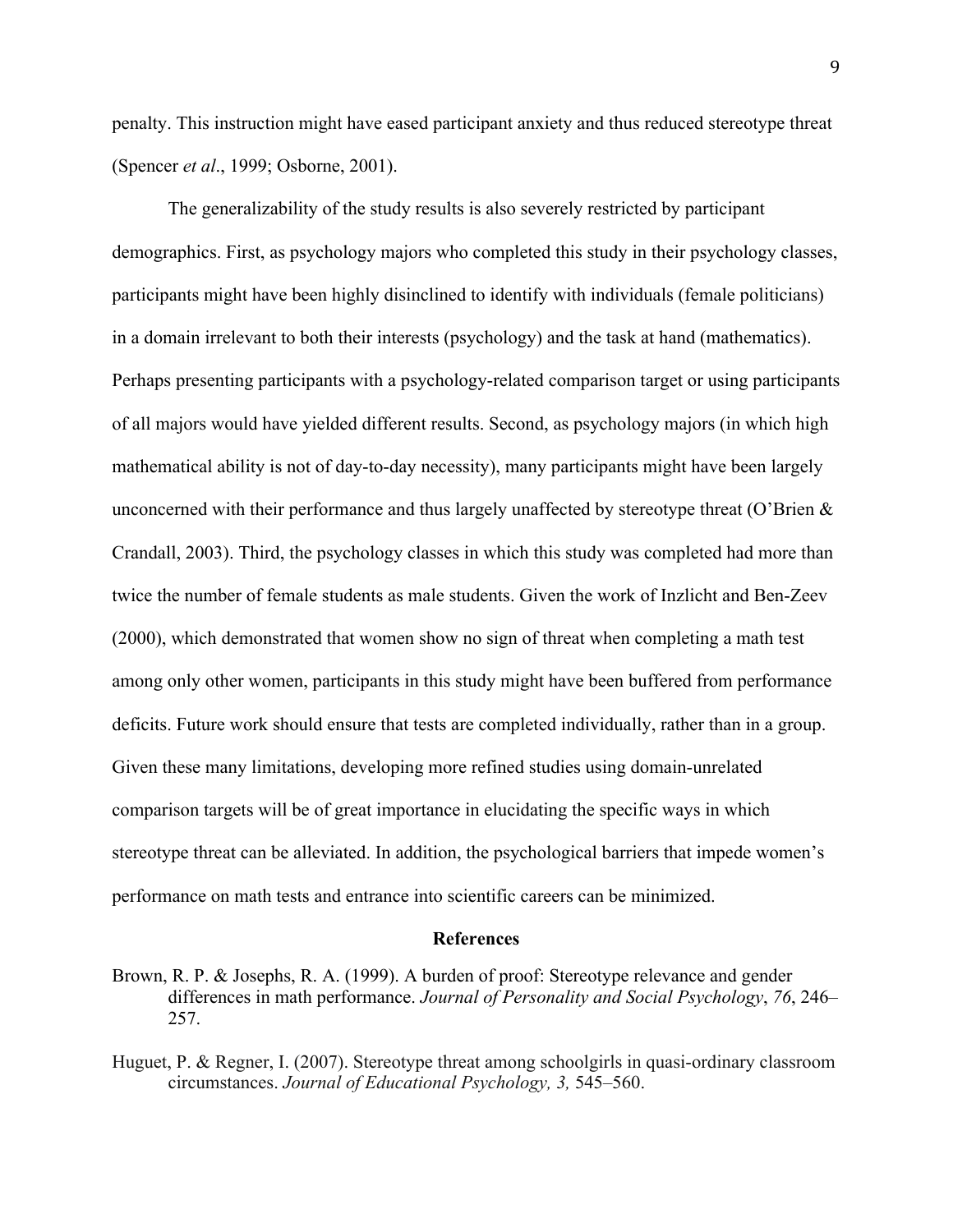penalty. This instruction might have eased participant anxiety and thus reduced stereotype threat (Spencer *et al*., 1999; Osborne, 2001).

The generalizability of the study results is also severely restricted by participant demographics. First, as psychology majors who completed this study in their psychology classes, participants might have been highly disinclined to identify with individuals (female politicians) in a domain irrelevant to both their interests (psychology) and the task at hand (mathematics). Perhaps presenting participants with a psychology-related comparison target or using participants of all majors would have yielded different results. Second, as psychology majors (in which high mathematical ability is not of day-to-day necessity), many participants might have been largely unconcerned with their performance and thus largely unaffected by stereotype threat (O'Brien & Crandall, 2003). Third, the psychology classes in which this study was completed had more than twice the number of female students as male students. Given the work of Inzlicht and Ben-Zeev (2000), which demonstrated that women show no sign of threat when completing a math test among only other women, participants in this study might have been buffered from performance deficits. Future work should ensure that tests are completed individually, rather than in a group. Given these many limitations, developing more refined studies using domain-unrelated comparison targets will be of great importance in elucidating the specific ways in which stereotype threat can be alleviated. In addition, the psychological barriers that impede women's performance on math tests and entrance into scientific careers can be minimized.

## References

Brown, R. P. & Josephs, R. A. (1999). A burden of proof: Stereotype relevance and gender differences in math performance. *Journal of Personality and Social Psychology*, *76*, 246–257.

Huguet, P. & Regner, I. (2007). Stereotype threat among schoolgirls in quasi-ordinary classroom circumstances. *Journal of Educational Psychology, 3,* 545–560.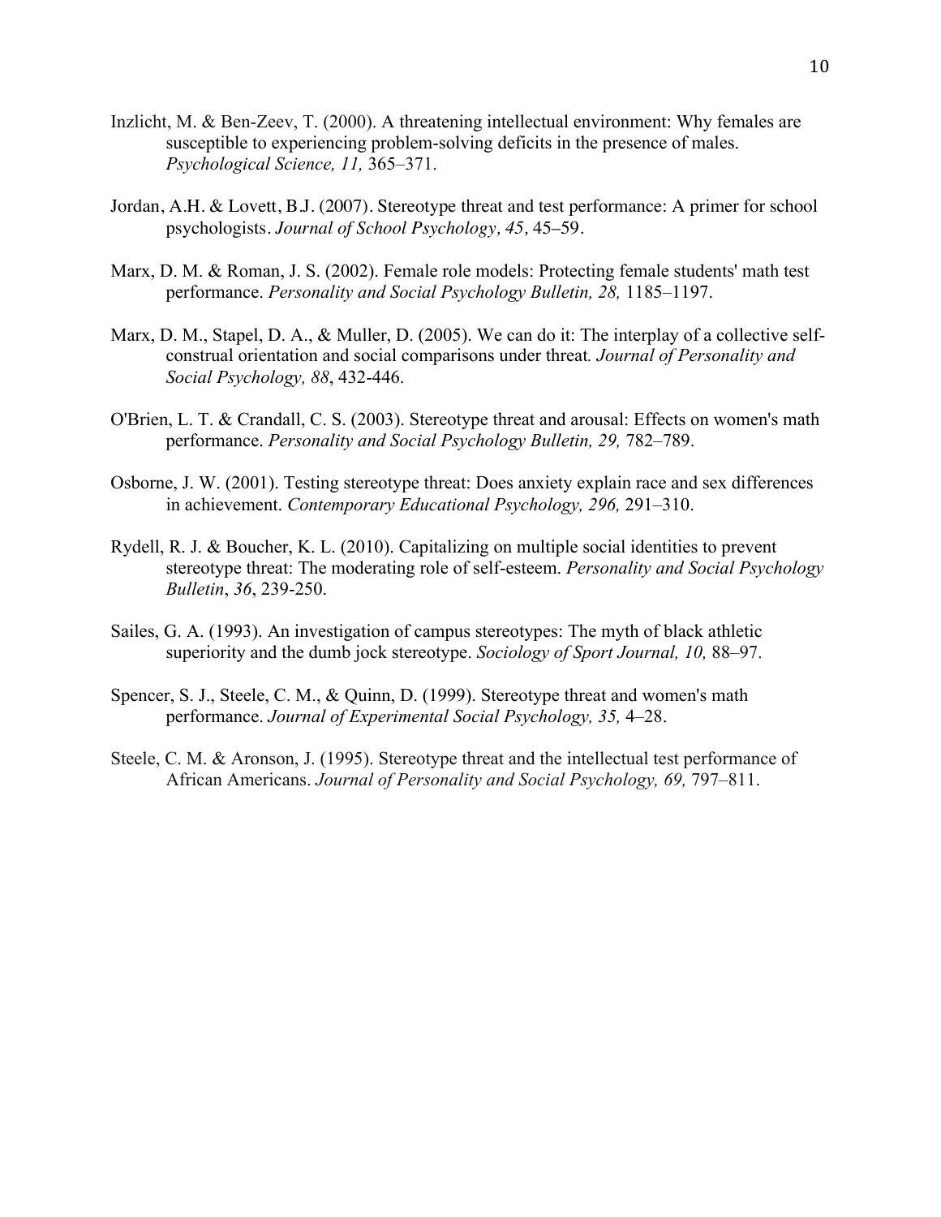Inzlicht, M. & Ben-Zeev, T. (2000). A threatening intellectual environment: Why females are susceptible to experiencing problem-solving deficits in the presence of males. *Psychological Science, 11,* 365–371.

Jordan, A.H. & Lovett, B.J. (2007). Stereotype threat and test performance: A primer for school psychologists. *Journal of School Psychology, 45,* 45–59.

Marx, D. M. & Roman, J. S. (2002). Female role models: Protecting female students' math test performance. *Personality and Social Psychology Bulletin, 28,* 1185–1197.

Marx, D. M., Stapel, D. A., & Muller, D. (2005). We can do it: The interplay of a collective self-construal orientation and social comparisons under threat*. Journal of Personality and Social Psychology, 88*, 432-446.

O'Brien, L. T. & Crandall, C. S. (2003). Stereotype threat and arousal: Effects on women's math performance. *Personality and Social Psychology Bulletin, 29,* 782–789.

Osborne, J. W. (2001). Testing stereotype threat: Does anxiety explain race and sex differences in achievement. *Contemporary Educational Psychology, 296,* 291–310.

Rydell, R. J. & Boucher, K. L. (2010). Capitalizing on multiple social identities to prevent stereotype threat: The moderating role of self-esteem. *Personality and Social Psychology Bulletin*, *36*, 239-250.

Sailes, G. A. (1993). An investigation of campus stereotypes: The myth of black athletic superiority and the dumb jock stereotype. *Sociology of Sport Journal, 10,* 88–97.

Spencer, S. J., Steele, C. M., & Quinn, D. (1999). Stereotype threat and women's math performance. *Journal of Experimental Social Psychology, 35,* 4–28.

Steele, C. M. & Aronson, J. (1995). Stereotype threat and the intellectual test performance of African Americans. *Journal of Personality and Social Psychology, 69,* 797–811.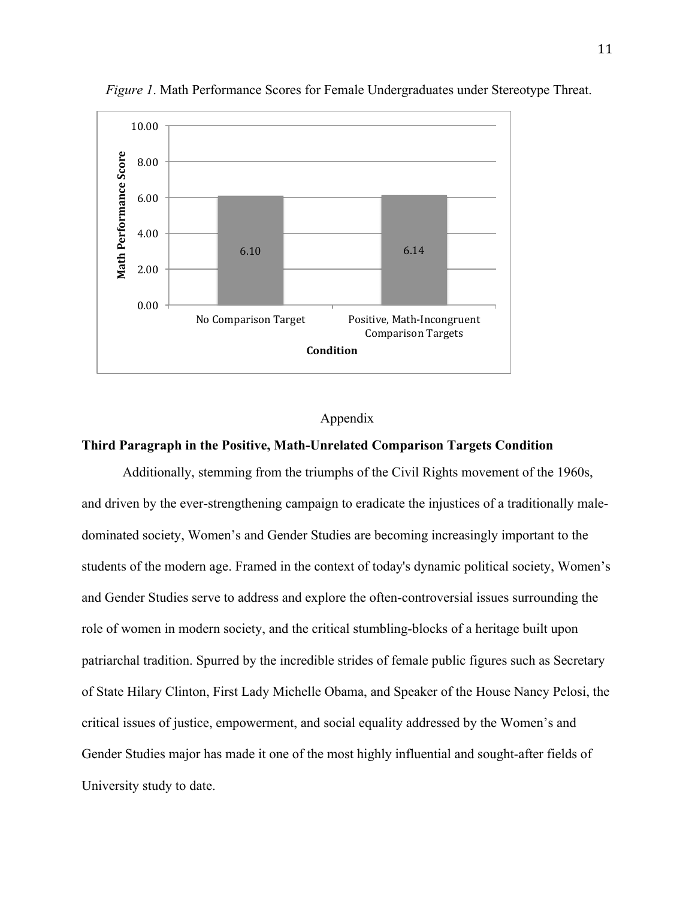*Figure 1*. Math Performance Scores for Female Undergraduates under Stereotype Threat.

10.00
8.00
6.00
4.00
2.00
0.00

Math Performance Score

6.10
6.14

No Comparison Target
Positive, Math-Incongruent Comparison Targets

Condition

Appendix

**Third Paragraph in the Positive, Math-Unrelated Comparison Targets Condition**

Additionally, stemming from the triumphs of the Civil Rights movement of the 1960s, and driven by the ever-strengthening campaign to eradicate the injustices of a traditionally male-dominated society, Women's and Gender Studies are becoming increasingly important to the students of the modern age. Framed in the context of today's dynamic political society, Women's and Gender Studies serve to address and explore the often-controversial issues surrounding the role of women in modern society, and the critical stumbling-blocks of a heritage built upon patriarchal tradition. Spurred by the incredible strides of female public figures such as Secretary of State Hilary Clinton, First Lady Michelle Obama, and Speaker of the House Nancy Pelosi, the critical issues of justice, empowerment, and social equality addressed by the Women's and Gender Studies major has made it one of the most highly influential and sought-after fields of University study to date.